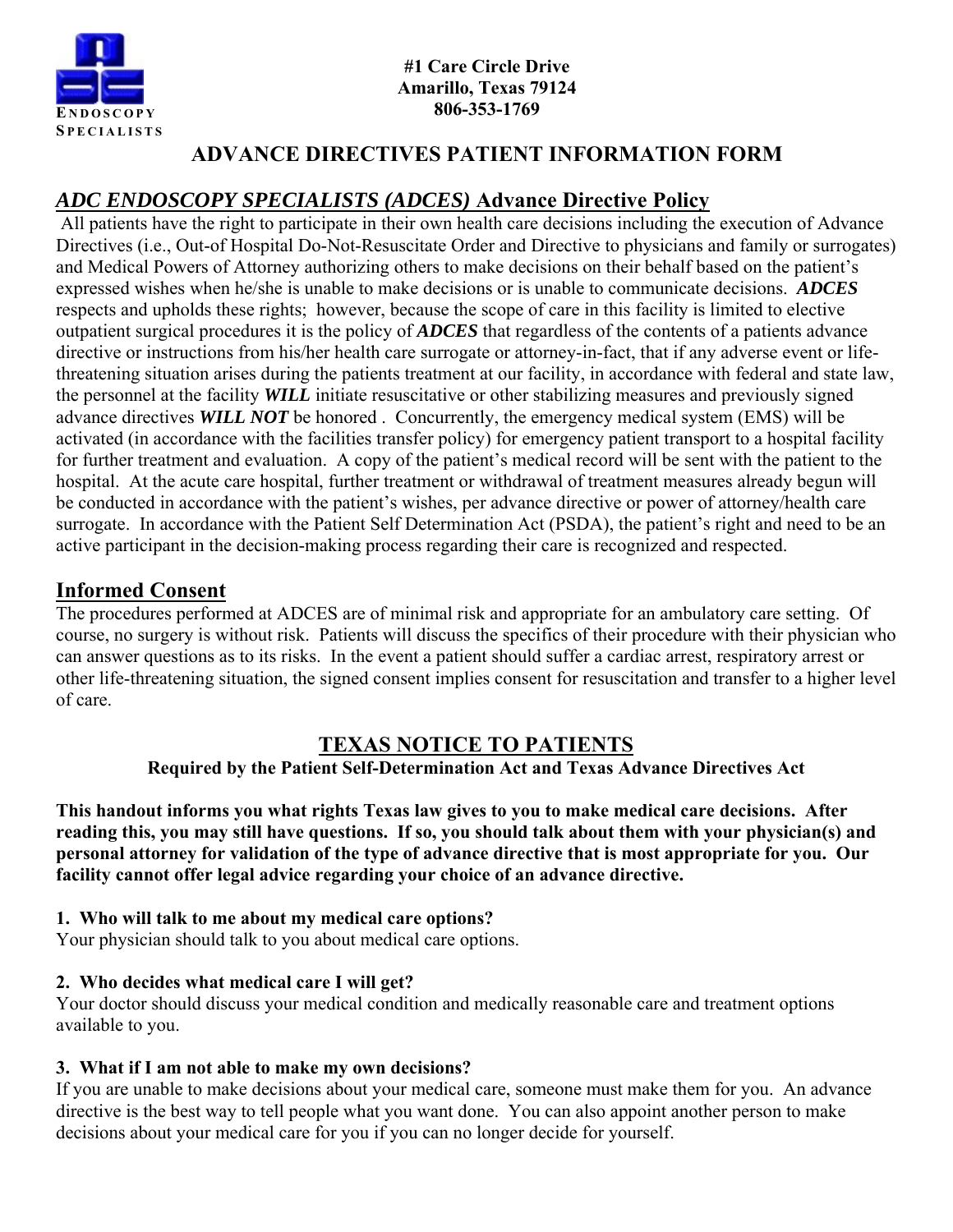ENDOSCOPY SPECIALISTS

**#1 Care Circle Drive**
**Amarillo, Texas 79124**
**806-353-1769**

# ADVANCE DIRECTIVES PATIENT INFORMATION FORM

## ***ADC ENDOSCOPY SPECIALISTS (ADCES)*** Advance Directive Policy

All patients have the right to participate in their own health care decisions including the execution of Advance Directives (i.e., Out-of Hospital Do-Not-Resuscitate Order and Directive to physicians and family or surrogates) and Medical Powers of Attorney authorizing others to make decisions on their behalf based on the patient's expressed wishes when he/she is unable to make decisions or is unable to communicate decisions. ***ADCES*** respects and upholds these rights; however, because the scope of care in this facility is limited to elective outpatient surgical procedures it is the policy of ***ADCES*** that regardless of the contents of a patients advance directive or instructions from his/her health care surrogate or attorney-in-fact, that if any adverse event or life-threatening situation arises during the patients treatment at our facility, in accordance with federal and state law, the personnel at the facility ***WILL*** initiate resuscitative or other stabilizing measures and previously signed advance directives ***WILL NOT*** be honored . Concurrently, the emergency medical system (EMS) will be activated (in accordance with the facilities transfer policy) for emergency patient transport to a hospital facility for further treatment and evaluation. A copy of the patient's medical record will be sent with the patient to the hospital. At the acute care hospital, further treatment or withdrawal of treatment measures already begun will be conducted in accordance with the patient's wishes, per advance directive or power of attorney/health care surrogate. In accordance with the Patient Self Determination Act (PSDA), the patient's right and need to be an active participant in the decision-making process regarding their care is recognized and respected.

## Informed Consent

The procedures performed at ADCES are of minimal risk and appropriate for an ambulatory care setting. Of course, no surgery is without risk. Patients will discuss the specifics of their procedure with their physician who can answer questions as to its risks. In the event a patient should suffer a cardiac arrest, respiratory arrest or other life-threatening situation, the signed consent implies consent for resuscitation and transfer to a higher level of care.

## TEXAS NOTICE TO PATIENTS

**Required by the Patient Self-Determination Act and Texas Advance Directives Act**

**This handout informs you what rights Texas law gives to you to make medical care decisions. After reading this, you may still have questions. If so, you should talk about them with your physician(s) and personal attorney for validation of the type of advance directive that is most appropriate for you. Our facility cannot offer legal advice regarding your choice of an advance directive.**

**1. Who will talk to me about my medical care options?**
Your physician should talk to you about medical care options.

**2. Who decides what medical care I will get?**
Your doctor should discuss your medical condition and medically reasonable care and treatment options available to you.

**3. What if I am not able to make my own decisions?**
If you are unable to make decisions about your medical care, someone must make them for you. An advance directive is the best way to tell people what you want done. You can also appoint another person to make decisions about your medical care for you if you can no longer decide for yourself.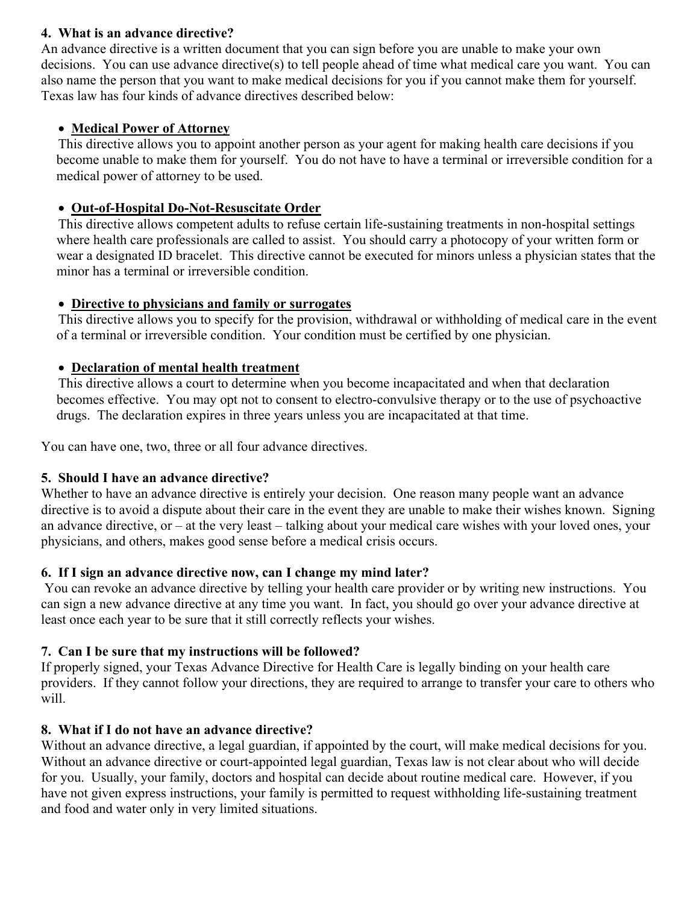**4. What is an advance directive?**

An advance directive is a written document that you can sign before you are unable to make your own decisions. You can use advance directive(s) to tell people ahead of time what medical care you want. You can also name the person that you want to make medical decisions for you if you cannot make them for yourself. Texas law has four kinds of advance directives described below:

- **<u>Medical Power of Attorney</u>**
  This directive allows you to appoint another person as your agent for making health care decisions if you become unable to make them for yourself. You do not have to have a terminal or irreversible condition for a medical power of attorney to be used.

- **<u>Out-of-Hospital Do-Not-Resuscitate Order</u>**
  This directive allows competent adults to refuse certain life-sustaining treatments in non-hospital settings where health care professionals are called to assist. You should carry a photocopy of your written form or wear a designated ID bracelet. This directive cannot be executed for minors unless a physician states that the minor has a terminal or irreversible condition.

- **<u>Directive to physicians and family or surrogates</u>**
  This directive allows you to specify for the provision, withdrawal or withholding of medical care in the event of a terminal or irreversible condition. Your condition must be certified by one physician.

- **<u>Declaration of mental health treatment</u>**
  This directive allows a court to determine when you become incapacitated and when that declaration becomes effective. You may opt not to consent to electro-convulsive therapy or to the use of psychoactive drugs. The declaration expires in three years unless you are incapacitated at that time.

You can have one, two, three or all four advance directives.

**5. Should I have an advance directive?**

Whether to have an advance directive is entirely your decision. One reason many people want an advance directive is to avoid a dispute about their care in the event they are unable to make their wishes known. Signing an advance directive, or – at the very least – talking about your medical care wishes with your loved ones, your physicians, and others, makes good sense before a medical crisis occurs.

**6. If I sign an advance directive now, can I change my mind later?**

You can revoke an advance directive by telling your health care provider or by writing new instructions. You can sign a new advance directive at any time you want. In fact, you should go over your advance directive at least once each year to be sure that it still correctly reflects your wishes.

**7. Can I be sure that my instructions will be followed?**

If properly signed, your Texas Advance Directive for Health Care is legally binding on your health care providers. If they cannot follow your directions, they are required to arrange to transfer your care to others who will.

**8. What if I do not have an advance directive?**

Without an advance directive, a legal guardian, if appointed by the court, will make medical decisions for you. Without an advance directive or court-appointed legal guardian, Texas law is not clear about who will decide for you. Usually, your family, doctors and hospital can decide about routine medical care. However, if you have not given express instructions, your family is permitted to request withholding life-sustaining treatment and food and water only in very limited situations.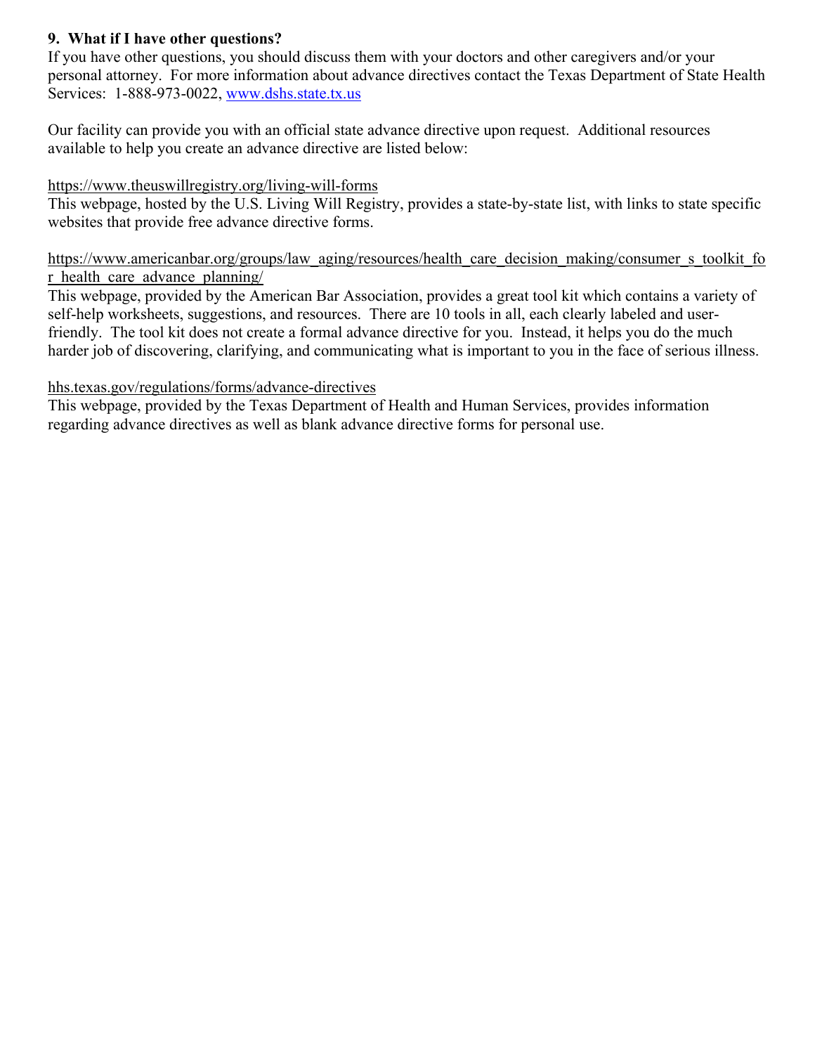**9. What if I have other questions?**

If you have other questions, you should discuss them with your doctors and other caregivers and/or your personal attorney. For more information about advance directives contact the Texas Department of State Health Services: 1-888-973-0022, www.dshs.state.tx.us

Our facility can provide you with an official state advance directive upon request. Additional resources available to help you create an advance directive are listed below:

https://www.theuswillregistry.org/living-will-forms

This webpage, hosted by the U.S. Living Will Registry, provides a state-by-state list, with links to state specific websites that provide free advance directive forms.

https://www.americanbar.org/groups/law_aging/resources/health_care_decision_making/consumer_s_toolkit_for_health_care_advance_planning/

This webpage, provided by the American Bar Association, provides a great tool kit which contains a variety of self-help worksheets, suggestions, and resources. There are 10 tools in all, each clearly labeled and user-friendly. The tool kit does not create a formal advance directive for you. Instead, it helps you do the much harder job of discovering, clarifying, and communicating what is important to you in the face of serious illness.

hhs.texas.gov/regulations/forms/advance-directives

This webpage, provided by the Texas Department of Health and Human Services, provides information regarding advance directives as well as blank advance directive forms for personal use.